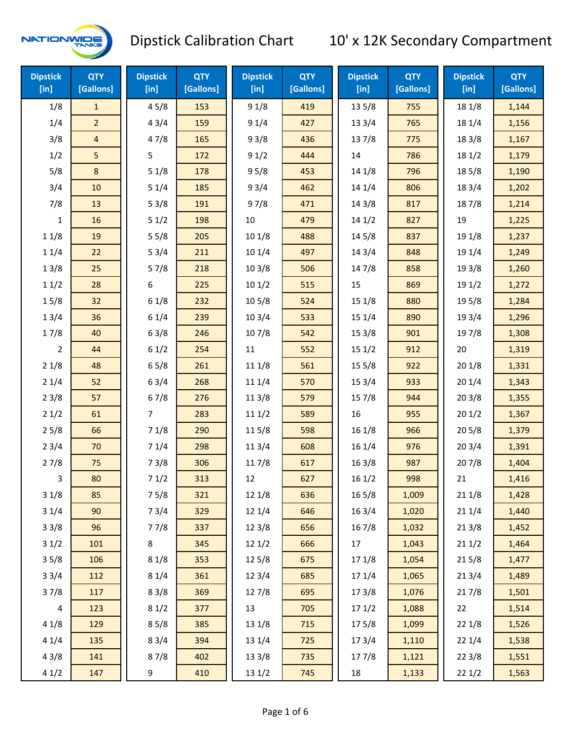# Dipstick Calibration Chart

## 10' x 12K Secondary Compartment

| Dipstick [in] | QTY [Gallons] | Dipstick [in] | QTY [Gallons] | Dipstick [in] | QTY [Gallons] | Dipstick [in] | QTY [Gallons] | Dipstick [in] | QTY [Gallons] |
|---|---|---|---|---|---|---|---|---|---|
| 1/8 | 1 | 4 5/8 | 153 | 9 1/8 | 419 | 13 5/8 | 755 | 18 1/8 | 1,144 |
| 1/4 | 2 | 4 3/4 | 159 | 9 1/4 | 427 | 13 3/4 | 765 | 18 1/4 | 1,156 |
| 3/8 | 4 | 4 7/8 | 165 | 9 3/8 | 436 | 13 7/8 | 775 | 18 3/8 | 1,167 |
| 1/2 | 5 | 5 | 172 | 9 1/2 | 444 | 14 | 786 | 18 1/2 | 1,179 |
| 5/8 | 8 | 5 1/8 | 178 | 9 5/8 | 453 | 14 1/8 | 796 | 18 5/8 | 1,190 |
| 3/4 | 10 | 5 1/4 | 185 | 9 3/4 | 462 | 14 1/4 | 806 | 18 3/4 | 1,202 |
| 7/8 | 13 | 5 3/8 | 191 | 9 7/8 | 471 | 14 3/8 | 817 | 18 7/8 | 1,214 |
| 1 | 16 | 5 1/2 | 198 | 10 | 479 | 14 1/2 | 827 | 19 | 1,225 |
| 1 1/8 | 19 | 5 5/8 | 205 | 10 1/8 | 488 | 14 5/8 | 837 | 19 1/8 | 1,237 |
| 1 1/4 | 22 | 5 3/4 | 211 | 10 1/4 | 497 | 14 3/4 | 848 | 19 1/4 | 1,249 |
| 1 3/8 | 25 | 5 7/8 | 218 | 10 3/8 | 506 | 14 7/8 | 858 | 19 3/8 | 1,260 |
| 1 1/2 | 28 | 6 | 225 | 10 1/2 | 515 | 15 | 869 | 19 1/2 | 1,272 |
| 1 5/8 | 32 | 6 1/8 | 232 | 10 5/8 | 524 | 15 1/8 | 880 | 19 5/8 | 1,284 |
| 1 3/4 | 36 | 6 1/4 | 239 | 10 3/4 | 533 | 15 1/4 | 890 | 19 3/4 | 1,296 |
| 1 7/8 | 40 | 6 3/8 | 246 | 10 7/8 | 542 | 15 3/8 | 901 | 19 7/8 | 1,308 |
| 2 | 44 | 6 1/2 | 254 | 11 | 552 | 15 1/2 | 912 | 20 | 1,319 |
| 2 1/8 | 48 | 6 5/8 | 261 | 11 1/8 | 561 | 15 5/8 | 922 | 20 1/8 | 1,331 |
| 2 1/4 | 52 | 6 3/4 | 268 | 11 1/4 | 570 | 15 3/4 | 933 | 20 1/4 | 1,343 |
| 2 3/8 | 57 | 6 7/8 | 276 | 11 3/8 | 579 | 15 7/8 | 944 | 20 3/8 | 1,355 |
| 2 1/2 | 61 | 7 | 283 | 11 1/2 | 589 | 16 | 955 | 20 1/2 | 1,367 |
| 2 5/8 | 66 | 7 1/8 | 290 | 11 5/8 | 598 | 16 1/8 | 966 | 20 5/8 | 1,379 |
| 2 3/4 | 70 | 7 1/4 | 298 | 11 3/4 | 608 | 16 1/4 | 976 | 20 3/4 | 1,391 |
| 2 7/8 | 75 | 7 3/8 | 306 | 11 7/8 | 617 | 16 3/8 | 987 | 20 7/8 | 1,404 |
| 3 | 80 | 7 1/2 | 313 | 12 | 627 | 16 1/2 | 998 | 21 | 1,416 |
| 3 1/8 | 85 | 7 5/8 | 321 | 12 1/8 | 636 | 16 5/8 | 1,009 | 21 1/8 | 1,428 |
| 3 1/4 | 90 | 7 3/4 | 329 | 12 1/4 | 646 | 16 3/4 | 1,020 | 21 1/4 | 1,440 |
| 3 3/8 | 96 | 7 7/8 | 337 | 12 3/8 | 656 | 16 7/8 | 1,032 | 21 3/8 | 1,452 |
| 3 1/2 | 101 | 8 | 345 | 12 1/2 | 666 | 17 | 1,043 | 21 1/2 | 1,464 |
| 3 5/8 | 106 | 8 1/8 | 353 | 12 5/8 | 675 | 17 1/8 | 1,054 | 21 5/8 | 1,477 |
| 3 3/4 | 112 | 8 1/4 | 361 | 12 3/4 | 685 | 17 1/4 | 1,065 | 21 3/4 | 1,489 |
| 3 7/8 | 117 | 8 3/8 | 369 | 12 7/8 | 695 | 17 3/8 | 1,076 | 21 7/8 | 1,501 |
| 4 | 123 | 8 1/2 | 377 | 13 | 705 | 17 1/2 | 1,088 | 22 | 1,514 |
| 4 1/8 | 129 | 8 5/8 | 385 | 13 1/8 | 715 | 17 5/8 | 1,099 | 22 1/8 | 1,526 |
| 4 1/4 | 135 | 8 3/4 | 394 | 13 1/4 | 725 | 17 3/4 | 1,110 | 22 1/4 | 1,538 |
| 4 3/8 | 141 | 8 7/8 | 402 | 13 3/8 | 735 | 17 7/8 | 1,121 | 22 3/8 | 1,551 |
| 4 1/2 | 147 | 9 | 410 | 13 1/2 | 745 | 18 | 1,133 | 22 1/2 | 1,563 |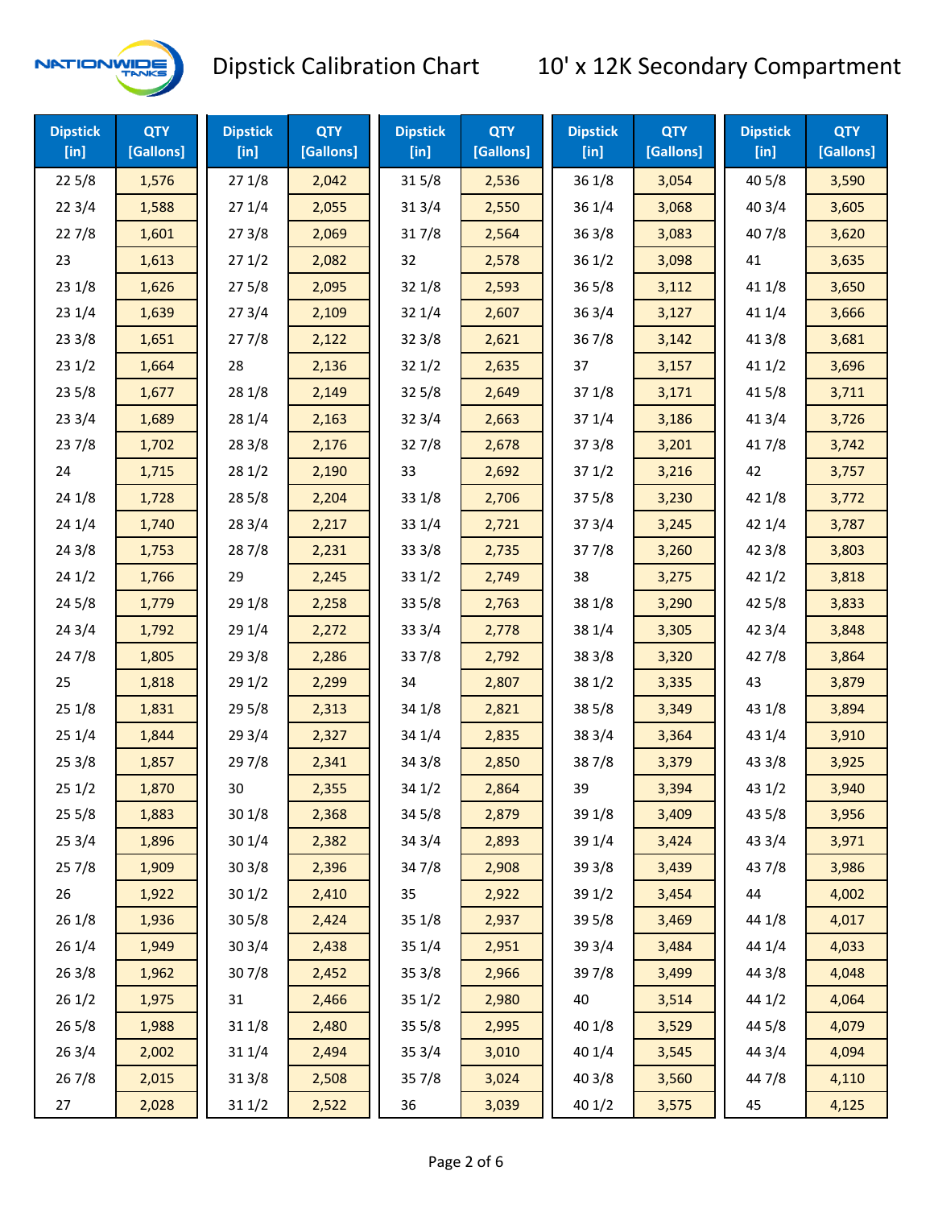# Dipstick Calibration Chart

## 10' x 12K Secondary Compartment

| Dipstick [in] | QTY [Gallons] | Dipstick [in] | QTY [Gallons] | Dipstick [in] | QTY [Gallons] | Dipstick [in] | QTY [Gallons] | Dipstick [in] | QTY [Gallons] |
|---|---|---|---|---|---|---|---|---|---|
| 22 5/8 | 1,576 | 27 1/8 | 2,042 | 31 5/8 | 2,536 | 36 1/8 | 3,054 | 40 5/8 | 3,590 |
| 22 3/4 | 1,588 | 27 1/4 | 2,055 | 31 3/4 | 2,550 | 36 1/4 | 3,068 | 40 3/4 | 3,605 |
| 22 7/8 | 1,601 | 27 3/8 | 2,069 | 31 7/8 | 2,564 | 36 3/8 | 3,083 | 40 7/8 | 3,620 |
| 23 | 1,613 | 27 1/2 | 2,082 | 32 | 2,578 | 36 1/2 | 3,098 | 41 | 3,635 |
| 23 1/8 | 1,626 | 27 5/8 | 2,095 | 32 1/8 | 2,593 | 36 5/8 | 3,112 | 41 1/8 | 3,650 |
| 23 1/4 | 1,639 | 27 3/4 | 2,109 | 32 1/4 | 2,607 | 36 3/4 | 3,127 | 41 1/4 | 3,666 |
| 23 3/8 | 1,651 | 27 7/8 | 2,122 | 32 3/8 | 2,621 | 36 7/8 | 3,142 | 41 3/8 | 3,681 |
| 23 1/2 | 1,664 | 28 | 2,136 | 32 1/2 | 2,635 | 37 | 3,157 | 41 1/2 | 3,696 |
| 23 5/8 | 1,677 | 28 1/8 | 2,149 | 32 5/8 | 2,649 | 37 1/8 | 3,171 | 41 5/8 | 3,711 |
| 23 3/4 | 1,689 | 28 1/4 | 2,163 | 32 3/4 | 2,663 | 37 1/4 | 3,186 | 41 3/4 | 3,726 |
| 23 7/8 | 1,702 | 28 3/8 | 2,176 | 32 7/8 | 2,678 | 37 3/8 | 3,201 | 41 7/8 | 3,742 |
| 24 | 1,715 | 28 1/2 | 2,190 | 33 | 2,692 | 37 1/2 | 3,216 | 42 | 3,757 |
| 24 1/8 | 1,728 | 28 5/8 | 2,204 | 33 1/8 | 2,706 | 37 5/8 | 3,230 | 42 1/8 | 3,772 |
| 24 1/4 | 1,740 | 28 3/4 | 2,217 | 33 1/4 | 2,721 | 37 3/4 | 3,245 | 42 1/4 | 3,787 |
| 24 3/8 | 1,753 | 28 7/8 | 2,231 | 33 3/8 | 2,735 | 37 7/8 | 3,260 | 42 3/8 | 3,803 |
| 24 1/2 | 1,766 | 29 | 2,245 | 33 1/2 | 2,749 | 38 | 3,275 | 42 1/2 | 3,818 |
| 24 5/8 | 1,779 | 29 1/8 | 2,258 | 33 5/8 | 2,763 | 38 1/8 | 3,290 | 42 5/8 | 3,833 |
| 24 3/4 | 1,792 | 29 1/4 | 2,272 | 33 3/4 | 2,778 | 38 1/4 | 3,305 | 42 3/4 | 3,848 |
| 24 7/8 | 1,805 | 29 3/8 | 2,286 | 33 7/8 | 2,792 | 38 3/8 | 3,320 | 42 7/8 | 3,864 |
| 25 | 1,818 | 29 1/2 | 2,299 | 34 | 2,807 | 38 1/2 | 3,335 | 43 | 3,879 |
| 25 1/8 | 1,831 | 29 5/8 | 2,313 | 34 1/8 | 2,821 | 38 5/8 | 3,349 | 43 1/8 | 3,894 |
| 25 1/4 | 1,844 | 29 3/4 | 2,327 | 34 1/4 | 2,835 | 38 3/4 | 3,364 | 43 1/4 | 3,910 |
| 25 3/8 | 1,857 | 29 7/8 | 2,341 | 34 3/8 | 2,850 | 38 7/8 | 3,379 | 43 3/8 | 3,925 |
| 25 1/2 | 1,870 | 30 | 2,355 | 34 1/2 | 2,864 | 39 | 3,394 | 43 1/2 | 3,940 |
| 25 5/8 | 1,883 | 30 1/8 | 2,368 | 34 5/8 | 2,879 | 39 1/8 | 3,409 | 43 5/8 | 3,956 |
| 25 3/4 | 1,896 | 30 1/4 | 2,382 | 34 3/4 | 2,893 | 39 1/4 | 3,424 | 43 3/4 | 3,971 |
| 25 7/8 | 1,909 | 30 3/8 | 2,396 | 34 7/8 | 2,908 | 39 3/8 | 3,439 | 43 7/8 | 3,986 |
| 26 | 1,922 | 30 1/2 | 2,410 | 35 | 2,922 | 39 1/2 | 3,454 | 44 | 4,002 |
| 26 1/8 | 1,936 | 30 5/8 | 2,424 | 35 1/8 | 2,937 | 39 5/8 | 3,469 | 44 1/8 | 4,017 |
| 26 1/4 | 1,949 | 30 3/4 | 2,438 | 35 1/4 | 2,951 | 39 3/4 | 3,484 | 44 1/4 | 4,033 |
| 26 3/8 | 1,962 | 30 7/8 | 2,452 | 35 3/8 | 2,966 | 39 7/8 | 3,499 | 44 3/8 | 4,048 |
| 26 1/2 | 1,975 | 31 | 2,466 | 35 1/2 | 2,980 | 40 | 3,514 | 44 1/2 | 4,064 |
| 26 5/8 | 1,988 | 31 1/8 | 2,480 | 35 5/8 | 2,995 | 40 1/8 | 3,529 | 44 5/8 | 4,079 |
| 26 3/4 | 2,002 | 31 1/4 | 2,494 | 35 3/4 | 3,010 | 40 1/4 | 3,545 | 44 3/4 | 4,094 |
| 26 7/8 | 2,015 | 31 3/8 | 2,508 | 35 7/8 | 3,024 | 40 3/8 | 3,560 | 44 7/8 | 4,110 |
| 27 | 2,028 | 31 1/2 | 2,522 | 36 | 3,039 | 40 1/2 | 3,575 | 45 | 4,125 |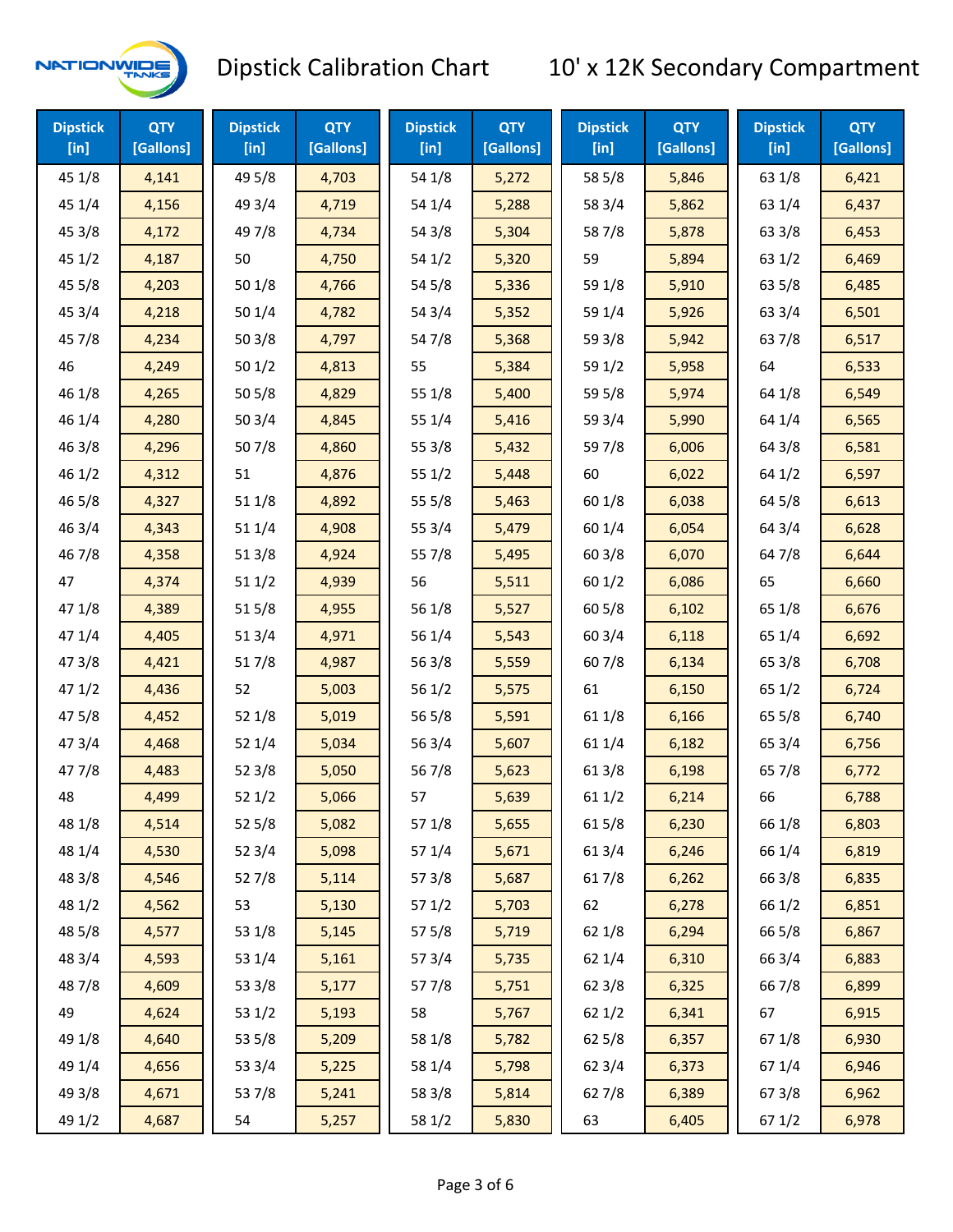# Dipstick Calibration Chart

## 10' x 12K Secondary Compartment

| Dipstick [in] | QTY [Gallons] | Dipstick [in] | QTY [Gallons] | Dipstick [in] | QTY [Gallons] | Dipstick [in] | QTY [Gallons] | Dipstick [in] | QTY [Gallons] |
|---|---|---|---|---|---|---|---|---|---|
| 45 1/8 | 4,141 | 49 5/8 | 4,703 | 54 1/8 | 5,272 | 58 5/8 | 5,846 | 63 1/8 | 6,421 |
| 45 1/4 | 4,156 | 49 3/4 | 4,719 | 54 1/4 | 5,288 | 58 3/4 | 5,862 | 63 1/4 | 6,437 |
| 45 3/8 | 4,172 | 49 7/8 | 4,734 | 54 3/8 | 5,304 | 58 7/8 | 5,878 | 63 3/8 | 6,453 |
| 45 1/2 | 4,187 | 50 | 4,750 | 54 1/2 | 5,320 | 59 | 5,894 | 63 1/2 | 6,469 |
| 45 5/8 | 4,203 | 50 1/8 | 4,766 | 54 5/8 | 5,336 | 59 1/8 | 5,910 | 63 5/8 | 6,485 |
| 45 3/4 | 4,218 | 50 1/4 | 4,782 | 54 3/4 | 5,352 | 59 1/4 | 5,926 | 63 3/4 | 6,501 |
| 45 7/8 | 4,234 | 50 3/8 | 4,797 | 54 7/8 | 5,368 | 59 3/8 | 5,942 | 63 7/8 | 6,517 |
| 46 | 4,249 | 50 1/2 | 4,813 | 55 | 5,384 | 59 1/2 | 5,958 | 64 | 6,533 |
| 46 1/8 | 4,265 | 50 5/8 | 4,829 | 55 1/8 | 5,400 | 59 5/8 | 5,974 | 64 1/8 | 6,549 |
| 46 1/4 | 4,280 | 50 3/4 | 4,845 | 55 1/4 | 5,416 | 59 3/4 | 5,990 | 64 1/4 | 6,565 |
| 46 3/8 | 4,296 | 50 7/8 | 4,860 | 55 3/8 | 5,432 | 59 7/8 | 6,006 | 64 3/8 | 6,581 |
| 46 1/2 | 4,312 | 51 | 4,876 | 55 1/2 | 5,448 | 60 | 6,022 | 64 1/2 | 6,597 |
| 46 5/8 | 4,327 | 51 1/8 | 4,892 | 55 5/8 | 5,463 | 60 1/8 | 6,038 | 64 5/8 | 6,613 |
| 46 3/4 | 4,343 | 51 1/4 | 4,908 | 55 3/4 | 5,479 | 60 1/4 | 6,054 | 64 3/4 | 6,628 |
| 46 7/8 | 4,358 | 51 3/8 | 4,924 | 55 7/8 | 5,495 | 60 3/8 | 6,070 | 64 7/8 | 6,644 |
| 47 | 4,374 | 51 1/2 | 4,939 | 56 | 5,511 | 60 1/2 | 6,086 | 65 | 6,660 |
| 47 1/8 | 4,389 | 51 5/8 | 4,955 | 56 1/8 | 5,527 | 60 5/8 | 6,102 | 65 1/8 | 6,676 |
| 47 1/4 | 4,405 | 51 3/4 | 4,971 | 56 1/4 | 5,543 | 60 3/4 | 6,118 | 65 1/4 | 6,692 |
| 47 3/8 | 4,421 | 51 7/8 | 4,987 | 56 3/8 | 5,559 | 60 7/8 | 6,134 | 65 3/8 | 6,708 |
| 47 1/2 | 4,436 | 52 | 5,003 | 56 1/2 | 5,575 | 61 | 6,150 | 65 1/2 | 6,724 |
| 47 5/8 | 4,452 | 52 1/8 | 5,019 | 56 5/8 | 5,591 | 61 1/8 | 6,166 | 65 5/8 | 6,740 |
| 47 3/4 | 4,468 | 52 1/4 | 5,034 | 56 3/4 | 5,607 | 61 1/4 | 6,182 | 65 3/4 | 6,756 |
| 47 7/8 | 4,483 | 52 3/8 | 5,050 | 56 7/8 | 5,623 | 61 3/8 | 6,198 | 65 7/8 | 6,772 |
| 48 | 4,499 | 52 1/2 | 5,066 | 57 | 5,639 | 61 1/2 | 6,214 | 66 | 6,788 |
| 48 1/8 | 4,514 | 52 5/8 | 5,082 | 57 1/8 | 5,655 | 61 5/8 | 6,230 | 66 1/8 | 6,803 |
| 48 1/4 | 4,530 | 52 3/4 | 5,098 | 57 1/4 | 5,671 | 61 3/4 | 6,246 | 66 1/4 | 6,819 |
| 48 3/8 | 4,546 | 52 7/8 | 5,114 | 57 3/8 | 5,687 | 61 7/8 | 6,262 | 66 3/8 | 6,835 |
| 48 1/2 | 4,562 | 53 | 5,130 | 57 1/2 | 5,703 | 62 | 6,278 | 66 1/2 | 6,851 |
| 48 5/8 | 4,577 | 53 1/8 | 5,145 | 57 5/8 | 5,719 | 62 1/8 | 6,294 | 66 5/8 | 6,867 |
| 48 3/4 | 4,593 | 53 1/4 | 5,161 | 57 3/4 | 5,735 | 62 1/4 | 6,310 | 66 3/4 | 6,883 |
| 48 7/8 | 4,609 | 53 3/8 | 5,177 | 57 7/8 | 5,751 | 62 3/8 | 6,325 | 66 7/8 | 6,899 |
| 49 | 4,624 | 53 1/2 | 5,193 | 58 | 5,767 | 62 1/2 | 6,341 | 67 | 6,915 |
| 49 1/8 | 4,640 | 53 5/8 | 5,209 | 58 1/8 | 5,782 | 62 5/8 | 6,357 | 67 1/8 | 6,930 |
| 49 1/4 | 4,656 | 53 3/4 | 5,225 | 58 1/4 | 5,798 | 62 3/4 | 6,373 | 67 1/4 | 6,946 |
| 49 3/8 | 4,671 | 53 7/8 | 5,241 | 58 3/8 | 5,814 | 62 7/8 | 6,389 | 67 3/8 | 6,962 |
| 49 1/2 | 4,687 | 54 | 5,257 | 58 1/2 | 5,830 | 63 | 6,405 | 67 1/2 | 6,978 |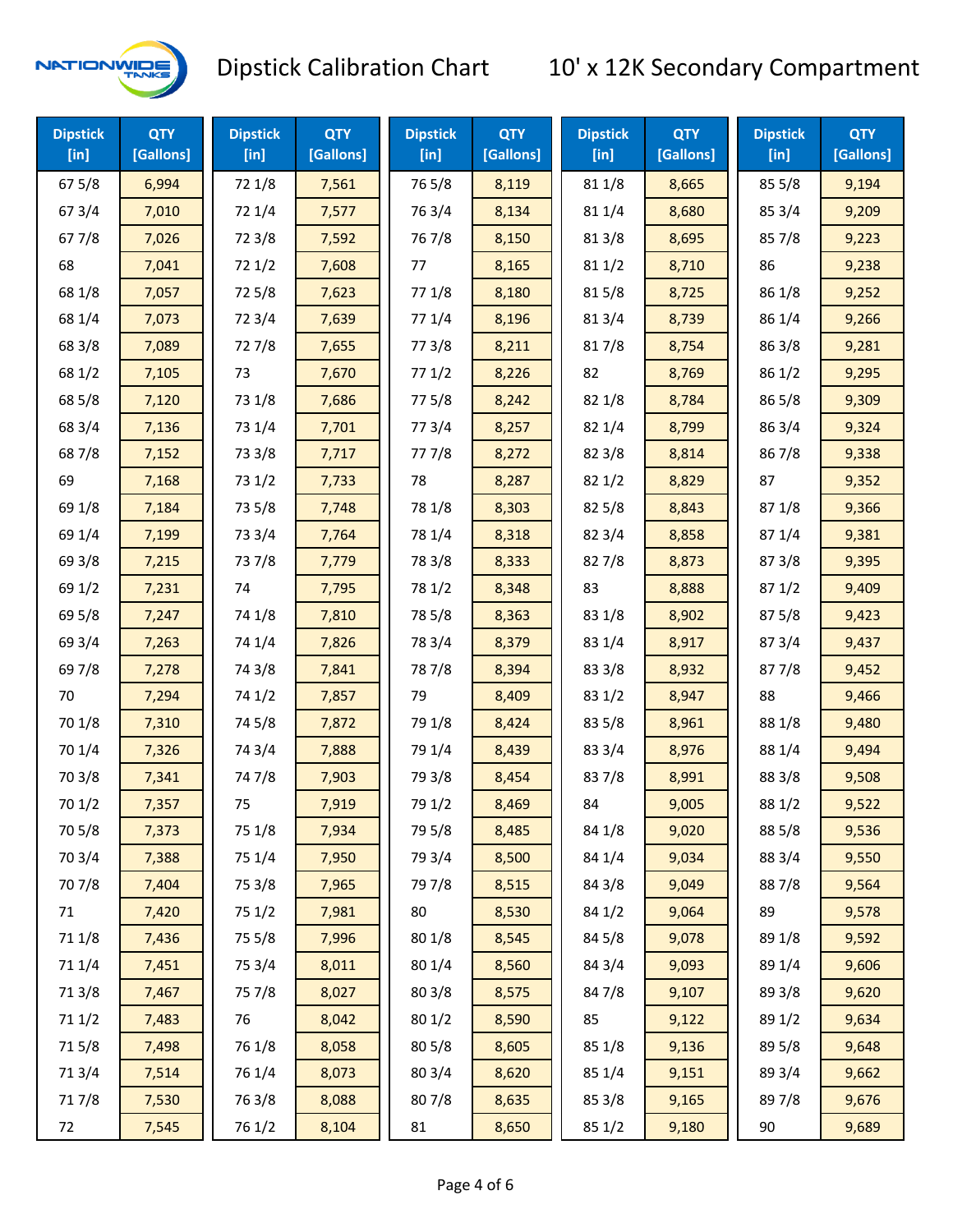# Dipstick Calibration Chart

## 10' x 12K Secondary Compartment

| Dipstick [in] | QTY [Gallons] | Dipstick [in] | QTY [Gallons] | Dipstick [in] | QTY [Gallons] | Dipstick [in] | QTY [Gallons] | Dipstick [in] | QTY [Gallons] |
|---|---|---|---|---|---|---|---|---|---|
| 67 5/8 | 6,994 | 72 1/8 | 7,561 | 76 5/8 | 8,119 | 81 1/8 | 8,665 | 85 5/8 | 9,194 |
| 67 3/4 | 7,010 | 72 1/4 | 7,577 | 76 3/4 | 8,134 | 81 1/4 | 8,680 | 85 3/4 | 9,209 |
| 67 7/8 | 7,026 | 72 3/8 | 7,592 | 76 7/8 | 8,150 | 81 3/8 | 8,695 | 85 7/8 | 9,223 |
| 68 | 7,041 | 72 1/2 | 7,608 | 77 | 8,165 | 81 1/2 | 8,710 | 86 | 9,238 |
| 68 1/8 | 7,057 | 72 5/8 | 7,623 | 77 1/8 | 8,180 | 81 5/8 | 8,725 | 86 1/8 | 9,252 |
| 68 1/4 | 7,073 | 72 3/4 | 7,639 | 77 1/4 | 8,196 | 81 3/4 | 8,739 | 86 1/4 | 9,266 |
| 68 3/8 | 7,089 | 72 7/8 | 7,655 | 77 3/8 | 8,211 | 81 7/8 | 8,754 | 86 3/8 | 9,281 |
| 68 1/2 | 7,105 | 73 | 7,670 | 77 1/2 | 8,226 | 82 | 8,769 | 86 1/2 | 9,295 |
| 68 5/8 | 7,120 | 73 1/8 | 7,686 | 77 5/8 | 8,242 | 82 1/8 | 8,784 | 86 5/8 | 9,309 |
| 68 3/4 | 7,136 | 73 1/4 | 7,701 | 77 3/4 | 8,257 | 82 1/4 | 8,799 | 86 3/4 | 9,324 |
| 68 7/8 | 7,152 | 73 3/8 | 7,717 | 77 7/8 | 8,272 | 82 3/8 | 8,814 | 86 7/8 | 9,338 |
| 69 | 7,168 | 73 1/2 | 7,733 | 78 | 8,287 | 82 1/2 | 8,829 | 87 | 9,352 |
| 69 1/8 | 7,184 | 73 5/8 | 7,748 | 78 1/8 | 8,303 | 82 5/8 | 8,843 | 87 1/8 | 9,366 |
| 69 1/4 | 7,199 | 73 3/4 | 7,764 | 78 1/4 | 8,318 | 82 3/4 | 8,858 | 87 1/4 | 9,381 |
| 69 3/8 | 7,215 | 73 7/8 | 7,779 | 78 3/8 | 8,333 | 82 7/8 | 8,873 | 87 3/8 | 9,395 |
| 69 1/2 | 7,231 | 74 | 7,795 | 78 1/2 | 8,348 | 83 | 8,888 | 87 1/2 | 9,409 |
| 69 5/8 | 7,247 | 74 1/8 | 7,810 | 78 5/8 | 8,363 | 83 1/8 | 8,902 | 87 5/8 | 9,423 |
| 69 3/4 | 7,263 | 74 1/4 | 7,826 | 78 3/4 | 8,379 | 83 1/4 | 8,917 | 87 3/4 | 9,437 |
| 69 7/8 | 7,278 | 74 3/8 | 7,841 | 78 7/8 | 8,394 | 83 3/8 | 8,932 | 87 7/8 | 9,452 |
| 70 | 7,294 | 74 1/2 | 7,857 | 79 | 8,409 | 83 1/2 | 8,947 | 88 | 9,466 |
| 70 1/8 | 7,310 | 74 5/8 | 7,872 | 79 1/8 | 8,424 | 83 5/8 | 8,961 | 88 1/8 | 9,480 |
| 70 1/4 | 7,326 | 74 3/4 | 7,888 | 79 1/4 | 8,439 | 83 3/4 | 8,976 | 88 1/4 | 9,494 |
| 70 3/8 | 7,341 | 74 7/8 | 7,903 | 79 3/8 | 8,454 | 83 7/8 | 8,991 | 88 3/8 | 9,508 |
| 70 1/2 | 7,357 | 75 | 7,919 | 79 1/2 | 8,469 | 84 | 9,005 | 88 1/2 | 9,522 |
| 70 5/8 | 7,373 | 75 1/8 | 7,934 | 79 5/8 | 8,485 | 84 1/8 | 9,020 | 88 5/8 | 9,536 |
| 70 3/4 | 7,388 | 75 1/4 | 7,950 | 79 3/4 | 8,500 | 84 1/4 | 9,034 | 88 3/4 | 9,550 |
| 70 7/8 | 7,404 | 75 3/8 | 7,965 | 79 7/8 | 8,515 | 84 3/8 | 9,049 | 88 7/8 | 9,564 |
| 71 | 7,420 | 75 1/2 | 7,981 | 80 | 8,530 | 84 1/2 | 9,064 | 89 | 9,578 |
| 71 1/8 | 7,436 | 75 5/8 | 7,996 | 80 1/8 | 8,545 | 84 5/8 | 9,078 | 89 1/8 | 9,592 |
| 71 1/4 | 7,451 | 75 3/4 | 8,011 | 80 1/4 | 8,560 | 84 3/4 | 9,093 | 89 1/4 | 9,606 |
| 71 3/8 | 7,467 | 75 7/8 | 8,027 | 80 3/8 | 8,575 | 84 7/8 | 9,107 | 89 3/8 | 9,620 |
| 71 1/2 | 7,483 | 76 | 8,042 | 80 1/2 | 8,590 | 85 | 9,122 | 89 1/2 | 9,634 |
| 71 5/8 | 7,498 | 76 1/8 | 8,058 | 80 5/8 | 8,605 | 85 1/8 | 9,136 | 89 5/8 | 9,648 |
| 71 3/4 | 7,514 | 76 1/4 | 8,073 | 80 3/4 | 8,620 | 85 1/4 | 9,151 | 89 3/4 | 9,662 |
| 71 7/8 | 7,530 | 76 3/8 | 8,088 | 80 7/8 | 8,635 | 85 3/8 | 9,165 | 89 7/8 | 9,676 |
| 72 | 7,545 | 76 1/2 | 8,104 | 81 | 8,650 | 85 1/2 | 9,180 | 90 | 9,689 |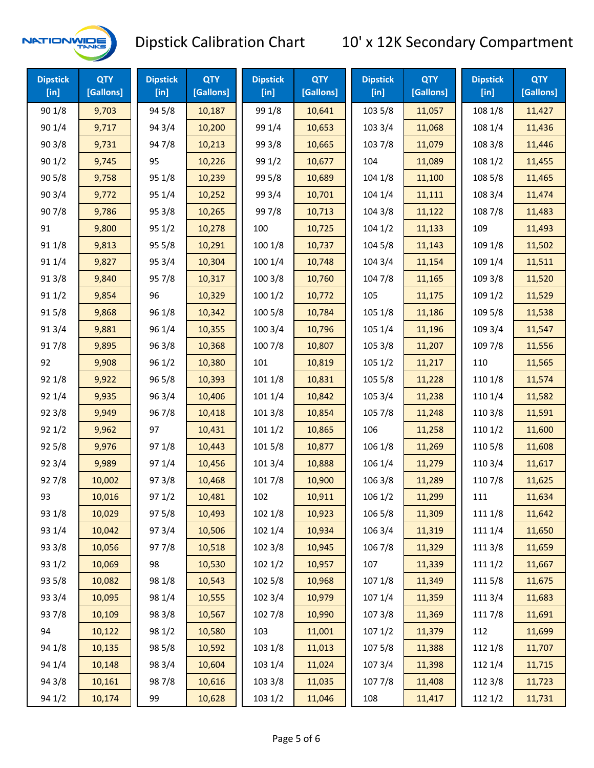# Dipstick Calibration Chart 10' x 12K Secondary Compartment

| Dipstick [in] | QTY [Gallons] | Dipstick [in] | QTY [Gallons] | Dipstick [in] | QTY [Gallons] | Dipstick [in] | QTY [Gallons] | Dipstick [in] | QTY [Gallons] |
|---|---|---|---|---|---|---|---|---|---|
| 90 1/8 | 9,703 | 94 5/8 | 10,187 | 99 1/8 | 10,641 | 103 5/8 | 11,057 | 108 1/8 | 11,427 |
| 90 1/4 | 9,717 | 94 3/4 | 10,200 | 99 1/4 | 10,653 | 103 3/4 | 11,068 | 108 1/4 | 11,436 |
| 90 3/8 | 9,731 | 94 7/8 | 10,213 | 99 3/8 | 10,665 | 103 7/8 | 11,079 | 108 3/8 | 11,446 |
| 90 1/2 | 9,745 | 95 | 10,226 | 99 1/2 | 10,677 | 104 | 11,089 | 108 1/2 | 11,455 |
| 90 5/8 | 9,758 | 95 1/8 | 10,239 | 99 5/8 | 10,689 | 104 1/8 | 11,100 | 108 5/8 | 11,465 |
| 90 3/4 | 9,772 | 95 1/4 | 10,252 | 99 3/4 | 10,701 | 104 1/4 | 11,111 | 108 3/4 | 11,474 |
| 90 7/8 | 9,786 | 95 3/8 | 10,265 | 99 7/8 | 10,713 | 104 3/8 | 11,122 | 108 7/8 | 11,483 |
| 91 | 9,800 | 95 1/2 | 10,278 | 100 | 10,725 | 104 1/2 | 11,133 | 109 | 11,493 |
| 91 1/8 | 9,813 | 95 5/8 | 10,291 | 100 1/8 | 10,737 | 104 5/8 | 11,143 | 109 1/8 | 11,502 |
| 91 1/4 | 9,827 | 95 3/4 | 10,304 | 100 1/4 | 10,748 | 104 3/4 | 11,154 | 109 1/4 | 11,511 |
| 91 3/8 | 9,840 | 95 7/8 | 10,317 | 100 3/8 | 10,760 | 104 7/8 | 11,165 | 109 3/8 | 11,520 |
| 91 1/2 | 9,854 | 96 | 10,329 | 100 1/2 | 10,772 | 105 | 11,175 | 109 1/2 | 11,529 |
| 91 5/8 | 9,868 | 96 1/8 | 10,342 | 100 5/8 | 10,784 | 105 1/8 | 11,186 | 109 5/8 | 11,538 |
| 91 3/4 | 9,881 | 96 1/4 | 10,355 | 100 3/4 | 10,796 | 105 1/4 | 11,196 | 109 3/4 | 11,547 |
| 91 7/8 | 9,895 | 96 3/8 | 10,368 | 100 7/8 | 10,807 | 105 3/8 | 11,207 | 109 7/8 | 11,556 |
| 92 | 9,908 | 96 1/2 | 10,380 | 101 | 10,819 | 105 1/2 | 11,217 | 110 | 11,565 |
| 92 1/8 | 9,922 | 96 5/8 | 10,393 | 101 1/8 | 10,831 | 105 5/8 | 11,228 | 110 1/8 | 11,574 |
| 92 1/4 | 9,935 | 96 3/4 | 10,406 | 101 1/4 | 10,842 | 105 3/4 | 11,238 | 110 1/4 | 11,582 |
| 92 3/8 | 9,949 | 96 7/8 | 10,418 | 101 3/8 | 10,854 | 105 7/8 | 11,248 | 110 3/8 | 11,591 |
| 92 1/2 | 9,962 | 97 | 10,431 | 101 1/2 | 10,865 | 106 | 11,258 | 110 1/2 | 11,600 |
| 92 5/8 | 9,976 | 97 1/8 | 10,443 | 101 5/8 | 10,877 | 106 1/8 | 11,269 | 110 5/8 | 11,608 |
| 92 3/4 | 9,989 | 97 1/4 | 10,456 | 101 3/4 | 10,888 | 106 1/4 | 11,279 | 110 3/4 | 11,617 |
| 92 7/8 | 10,002 | 97 3/8 | 10,468 | 101 7/8 | 10,900 | 106 3/8 | 11,289 | 110 7/8 | 11,625 |
| 93 | 10,016 | 97 1/2 | 10,481 | 102 | 10,911 | 106 1/2 | 11,299 | 111 | 11,634 |
| 93 1/8 | 10,029 | 97 5/8 | 10,493 | 102 1/8 | 10,923 | 106 5/8 | 11,309 | 111 1/8 | 11,642 |
| 93 1/4 | 10,042 | 97 3/4 | 10,506 | 102 1/4 | 10,934 | 106 3/4 | 11,319 | 111 1/4 | 11,650 |
| 93 3/8 | 10,056 | 97 7/8 | 10,518 | 102 3/8 | 10,945 | 106 7/8 | 11,329 | 111 3/8 | 11,659 |
| 93 1/2 | 10,069 | 98 | 10,530 | 102 1/2 | 10,957 | 107 | 11,339 | 111 1/2 | 11,667 |
| 93 5/8 | 10,082 | 98 1/8 | 10,543 | 102 5/8 | 10,968 | 107 1/8 | 11,349 | 111 5/8 | 11,675 |
| 93 3/4 | 10,095 | 98 1/4 | 10,555 | 102 3/4 | 10,979 | 107 1/4 | 11,359 | 111 3/4 | 11,683 |
| 93 7/8 | 10,109 | 98 3/8 | 10,567 | 102 7/8 | 10,990 | 107 3/8 | 11,369 | 111 7/8 | 11,691 |
| 94 | 10,122 | 98 1/2 | 10,580 | 103 | 11,001 | 107 1/2 | 11,379 | 112 | 11,699 |
| 94 1/8 | 10,135 | 98 5/8 | 10,592 | 103 1/8 | 11,013 | 107 5/8 | 11,388 | 112 1/8 | 11,707 |
| 94 1/4 | 10,148 | 98 3/4 | 10,604 | 103 1/4 | 11,024 | 107 3/4 | 11,398 | 112 1/4 | 11,715 |
| 94 3/8 | 10,161 | 98 7/8 | 10,616 | 103 3/8 | 11,035 | 107 7/8 | 11,408 | 112 3/8 | 11,723 |
| 94 1/2 | 10,174 | 99 | 10,628 | 103 1/2 | 11,046 | 108 | 11,417 | 112 1/2 | 11,731 |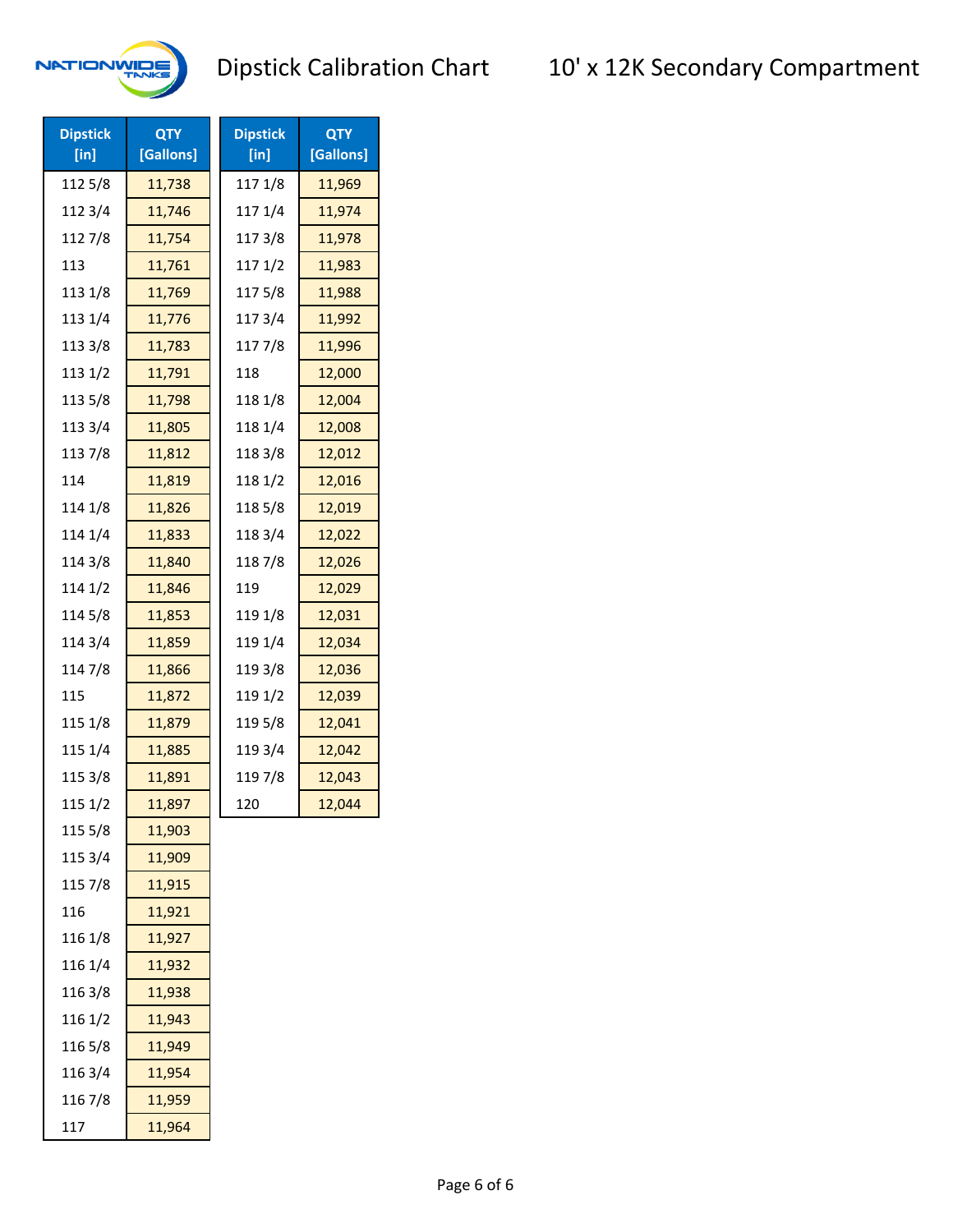# Dipstick Calibration Chart — 10' x 12K Secondary Compartment

| Dipstick [in] | QTY [Gallons] | Dipstick [in] | QTY [Gallons] |
|---|---|---|---|
| 112 5/8 | 11,738 | 117 1/8 | 11,969 |
| 112 3/4 | 11,746 | 117 1/4 | 11,974 |
| 112 7/8 | 11,754 | 117 3/8 | 11,978 |
| 113 | 11,761 | 117 1/2 | 11,983 |
| 113 1/8 | 11,769 | 117 5/8 | 11,988 |
| 113 1/4 | 11,776 | 117 3/4 | 11,992 |
| 113 3/8 | 11,783 | 117 7/8 | 11,996 |
| 113 1/2 | 11,791 | 118 | 12,000 |
| 113 5/8 | 11,798 | 118 1/8 | 12,004 |
| 113 3/4 | 11,805 | 118 1/4 | 12,008 |
| 113 7/8 | 11,812 | 118 3/8 | 12,012 |
| 114 | 11,819 | 118 1/2 | 12,016 |
| 114 1/8 | 11,826 | 118 5/8 | 12,019 |
| 114 1/4 | 11,833 | 118 3/4 | 12,022 |
| 114 3/8 | 11,840 | 118 7/8 | 12,026 |
| 114 1/2 | 11,846 | 119 | 12,029 |
| 114 5/8 | 11,853 | 119 1/8 | 12,031 |
| 114 3/4 | 11,859 | 119 1/4 | 12,034 |
| 114 7/8 | 11,866 | 119 3/8 | 12,036 |
| 115 | 11,872 | 119 1/2 | 12,039 |
| 115 1/8 | 11,879 | 119 5/8 | 12,041 |
| 115 1/4 | 11,885 | 119 3/4 | 12,042 |
| 115 3/8 | 11,891 | 119 7/8 | 12,043 |
| 115 1/2 | 11,897 | 120 | 12,044 |
| 115 5/8 | 11,903 | | |
| 115 3/4 | 11,909 | | |
| 115 7/8 | 11,915 | | |
| 116 | 11,921 | | |
| 116 1/8 | 11,927 | | |
| 116 1/4 | 11,932 | | |
| 116 3/8 | 11,938 | | |
| 116 1/2 | 11,943 | | |
| 116 5/8 | 11,949 | | |
| 116 3/4 | 11,954 | | |
| 116 7/8 | 11,959 | | |
| 117 | 11,964 | | |